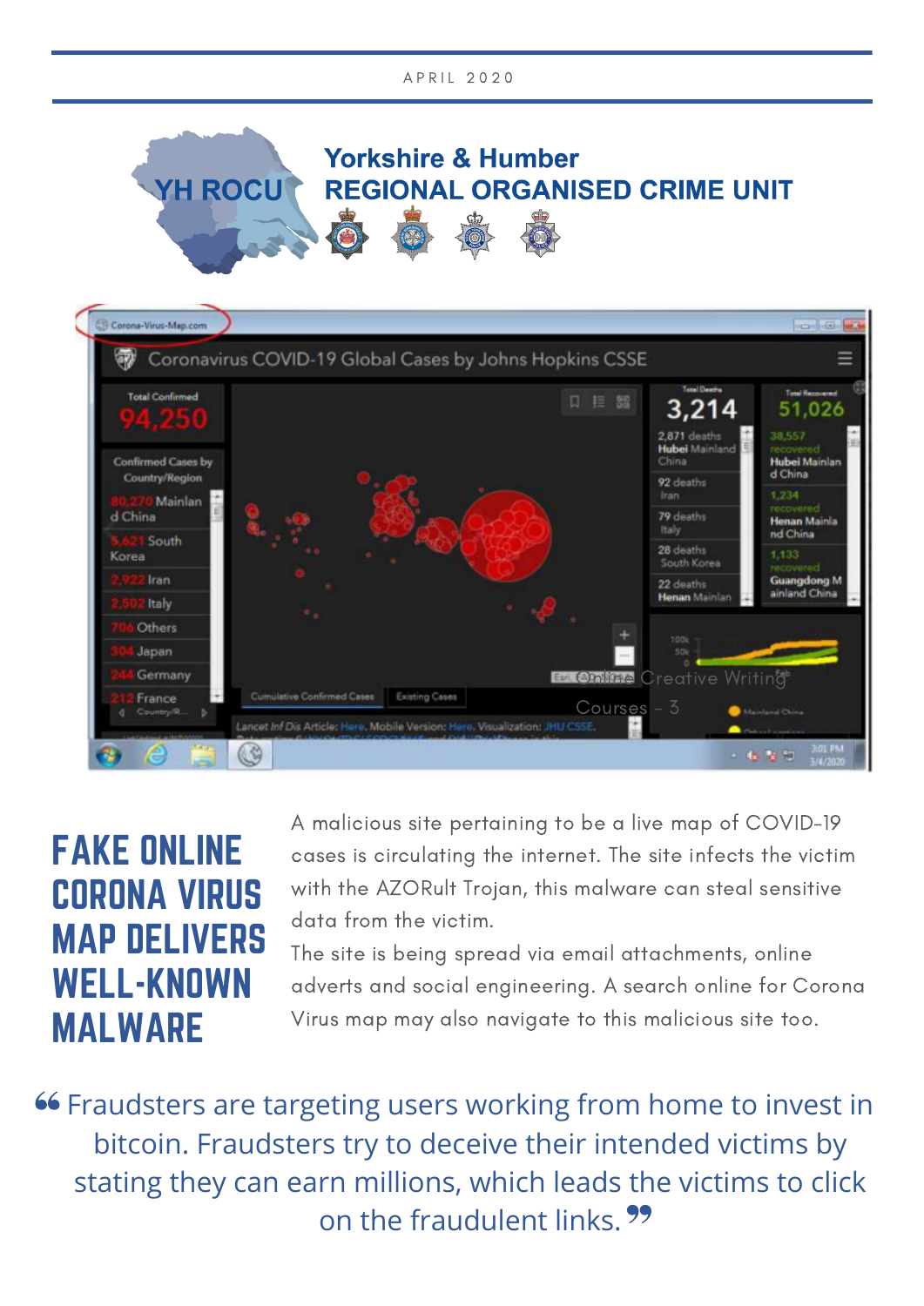APRIL 2020

# Yorkshire & Humber REGIONAL ORGANISED CRIME UNIT

## FAKE ONLINE CORONA VIRUS MAP DELIVERS WELL-KNOWN MALWARE

A malicious site pertaining to be a live map of COVID-19 cases is circulating the internet. The site infects the victim with the AZORult Trojan, this malware can steal sensitive data from the victim.

The site is being spread via email attachments, online adverts and social engineering. A search online for Corona Virus map may also navigate to this malicious site too.

> "Fraudsters are targeting users working from home to invest in bitcoin. Fraudsters try to deceive their intended victims by stating they can earn millions, which leads the victims to click on the fraudulent links."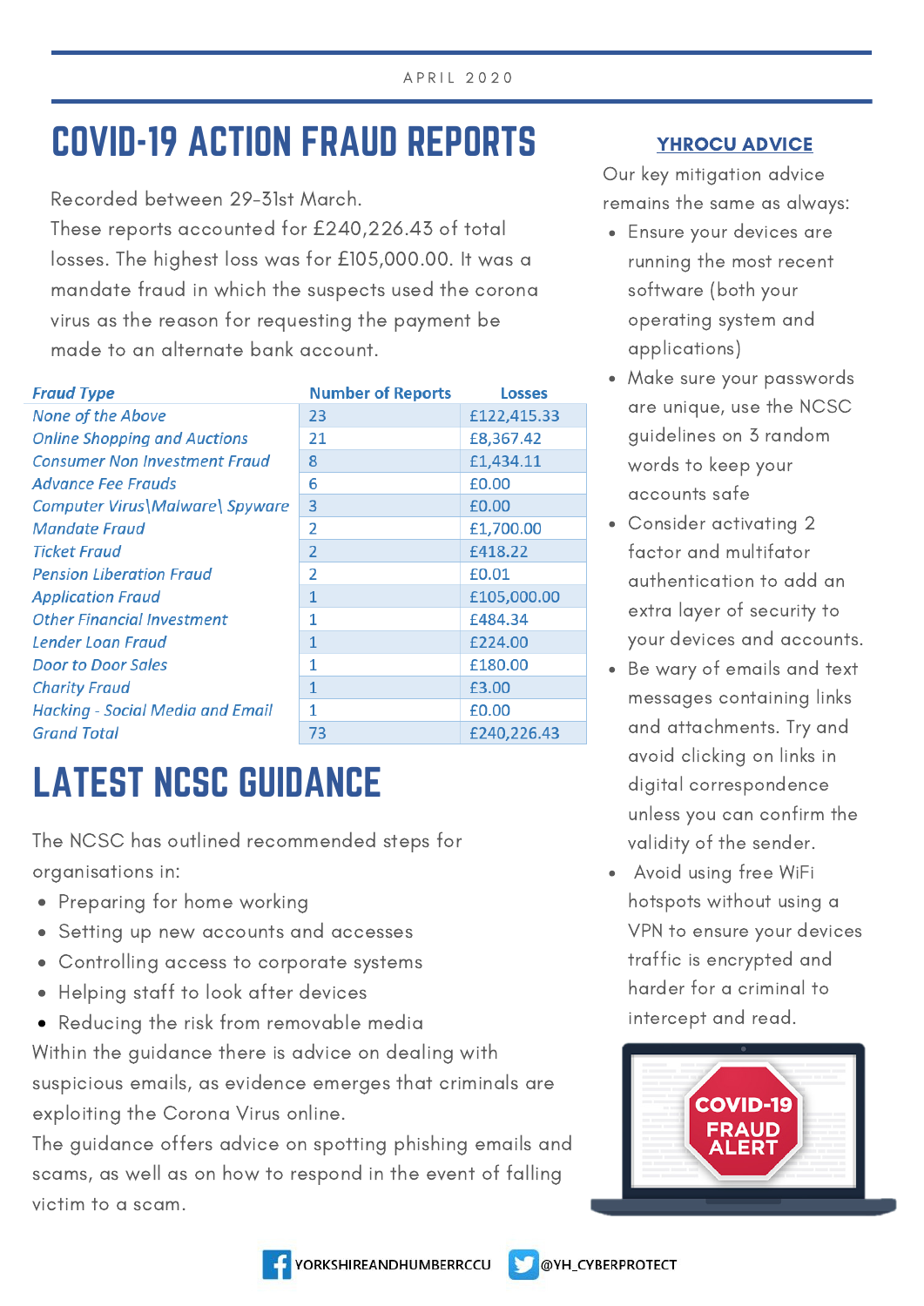APRIL 2020

# COVID-19 ACTION FRAUD REPORTS

Recorded between 29-31st March.
These reports accounted for £240,226.43 of total losses. The highest loss was for £105,000.00. It was a mandate fraud in which the suspects used the corona virus as the reason for requesting the payment be made to an alternate bank account.

| *Fraud Type* | Number of Reports | Losses |
|---|---|---|
| *None of the Above* | 23 | £122,415.33 |
| *Online Shopping and Auctions* | 21 | £8,367.42 |
| *Consumer Non Investment Fraud* | 8 | £1,434.11 |
| *Advance Fee Frauds* | 6 | £0.00 |
| *Computer Virus\Malware\ Spyware* | 3 | £0.00 |
| *Mandate Fraud* | 2 | £1,700.00 |
| *Ticket Fraud* | 2 | £418.22 |
| *Pension Liberation Fraud* | 2 | £0.01 |
| *Application Fraud* | 1 | £105,000.00 |
| *Other Financial Investment* | 1 | £484.34 |
| *Lender Loan Fraud* | 1 | £224.00 |
| *Door to Door Sales* | 1 | £180.00 |
| *Charity Fraud* | 1 | £3.00 |
| *Hacking - Social Media and Email* | 1 | £0.00 |
| *Grand Total* | 73 | £240,226.43 |

# LATEST NCSC GUIDANCE

The NCSC has outlined recommended steps for organisations in:

- Preparing for home working
- Setting up new accounts and accesses
- Controlling access to corporate systems
- Helping staff to look after devices
- Reducing the risk from removable media

Within the guidance there is advice on dealing with suspicious emails, as evidence emerges that criminals are exploiting the Corona Virus online.
The guidance offers advice on spotting phishing emails and scams, as well as on how to respond in the event of falling victim to a scam.

## YHROCU ADVICE

Our key mitigation advice remains the same as always:

- Ensure your devices are running the most recent software (both your operating system and applications)
- Make sure your passwords are unique, use the NCSC guidelines on 3 random words to keep your accounts safe
- Consider activating 2 factor and multifator authentication to add an extra layer of security to your devices and accounts.
- Be wary of emails and text messages containing links and attachments. Try and avoid clicking on links in digital correspondence unless you can confirm the validity of the sender.
- Avoid using free WiFi hotspots without using a VPN to ensure your devices traffic is encrypted and harder for a criminal to intercept and read.

COVID-19 FRAUD ALERT

YORKSHIREANDHUMBERRCCU @YH_CYBERPROTECT